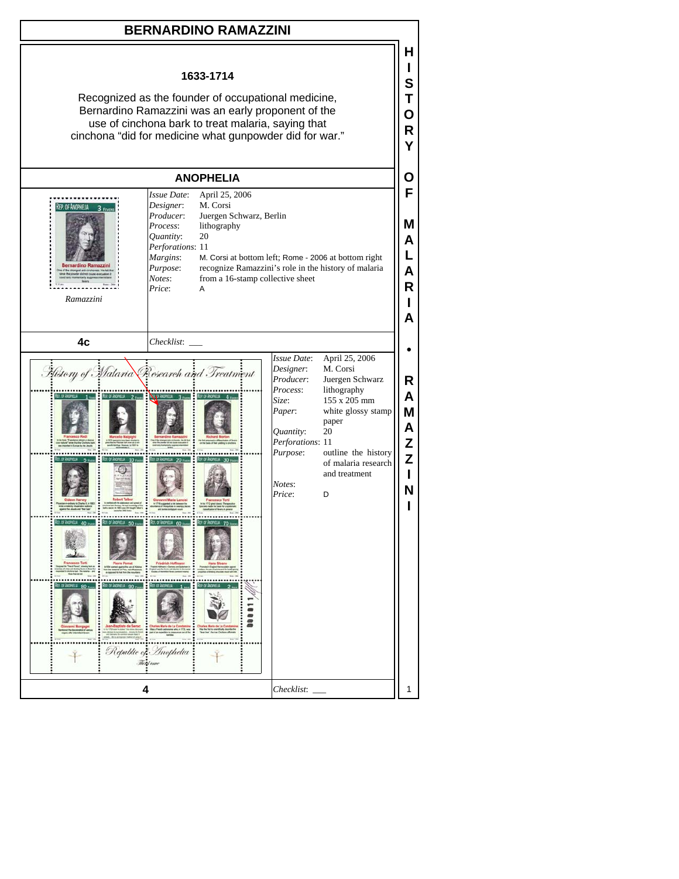# BERNARDINO RAMAZZINI

**1633-1714**

Recognized as the founder of occupational medicine, Bernardino Ramazzini was an early proponent of the use of cinchona bark to treat malaria, saying that cinchona "did for medicine what gunpowder did for war."

## ANOPHELIA

*Ramazzini*

| | |
|---|---|
| *Issue Date*: | April 25, 2006 |
| *Designer*: | M. Corsi |
| *Producer*: | Juergen Schwarz, Berlin |
| *Process*: | lithography |
| *Quantity*: | 20 |
| *Perforations*: | 11 |
| *Margins*: | M. Corsi at bottom left; Rome - 2006 at bottom right |
| *Purpose*: | recognize Ramazzini's role in the history of malaria |
| *Notes*: | from a 16-stamp collective sheet |
| *Price*: | A |

**4c** *Checklist*: ___

| | |
|---|---|
| *Issue Date*: | April 25, 2006 |
| *Designer*: | M. Corsi |
| *Producer*: | Juergen Schwarz |
| *Process*: | lithography |
| *Size*: | 155 x 205 mm |
| *Paper*: | white glossy stamp paper |
| *Quantity*: | 20 |
| *Perforations*: | 11 |
| *Purpose*: | outline the history of malaria research and treatment |
| *Notes*: | |
| *Price*: | D |

**4** *Checklist*: ___

HISTORY OF MALARIA • RAMAZZINI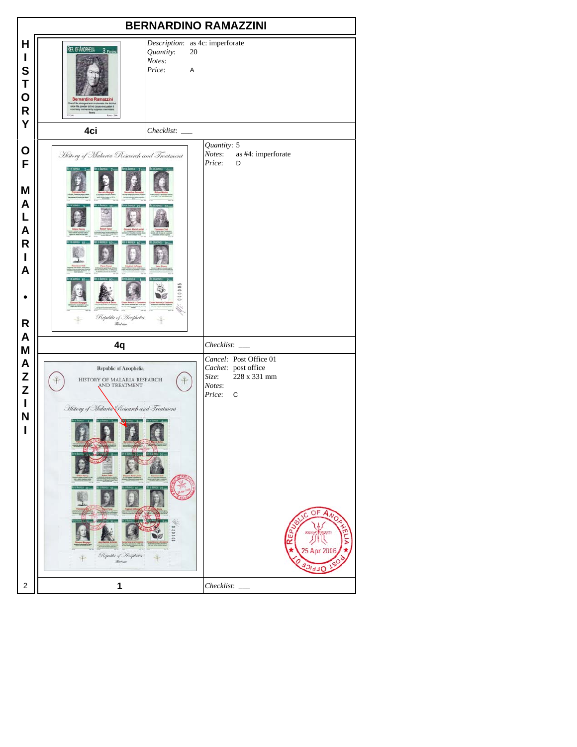# BERNARDINO RAMAZZINI

| | |
|---|---|
| **4ci** | *Description*: as 4c: imperforate<br>*Quantity*: 20<br>*Notes*:<br>*Price*: A |
| | *Checklist*: ___ |
| **4q** | *Quantity*: 5<br>*Notes*: as #4: imperforate<br>*Price*: D |
| | *Checklist*: ___ |
| **1** | *Cancel*: Post Office 01<br>*Cachet*: post office<br>*Size*: 228 x 331 mm<br>*Notes*:<br>*Price*: C |
| | *Checklist*: ___ |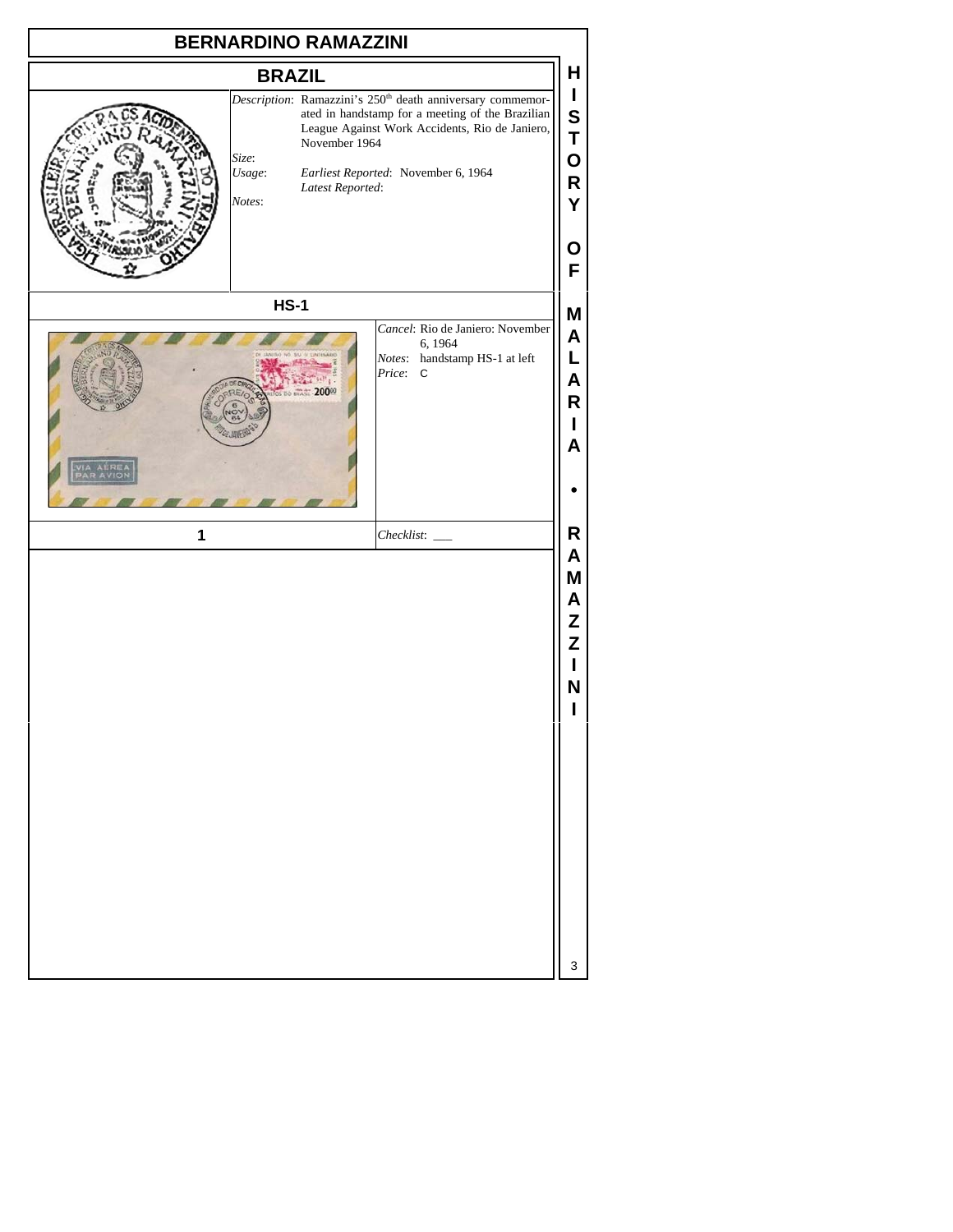# BERNARDINO RAMAZZINI

## BRAZIL

*Description*: Ramazzini's 250th death anniversary commemorated in handstamp for a meeting of the Brazilian League Against Work Accidents, Rio de Janiero, November 1964

*Size*:

*Usage*: *Earliest Reported*: November 6, 1964

*Latest Reported*:

*Notes*:

### HS-1

*Cancel*: Rio de Janiero: November 6, 1964

*Notes*: handstamp HS-1 at left

*Price*: C

**1**

*Checklist*: ___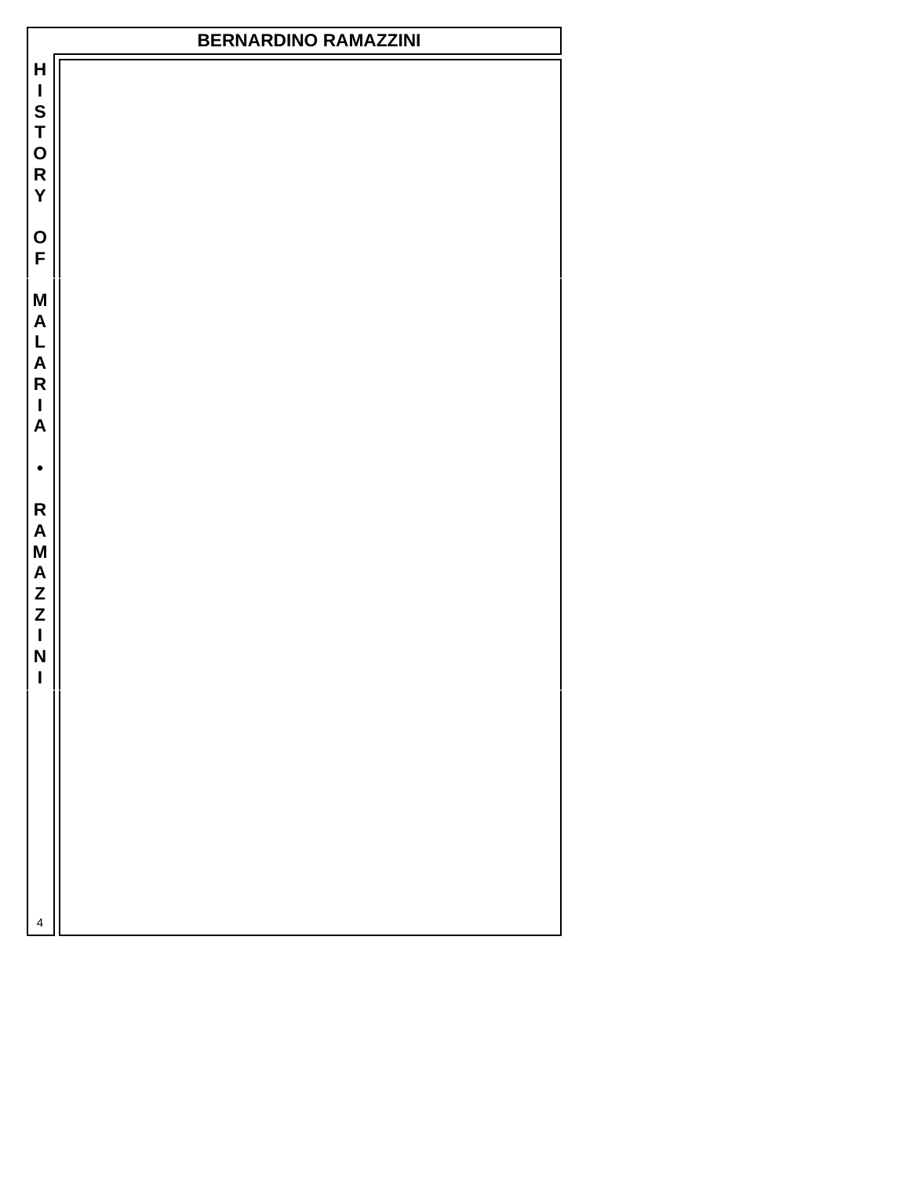# BERNARDINO RAMAZZINI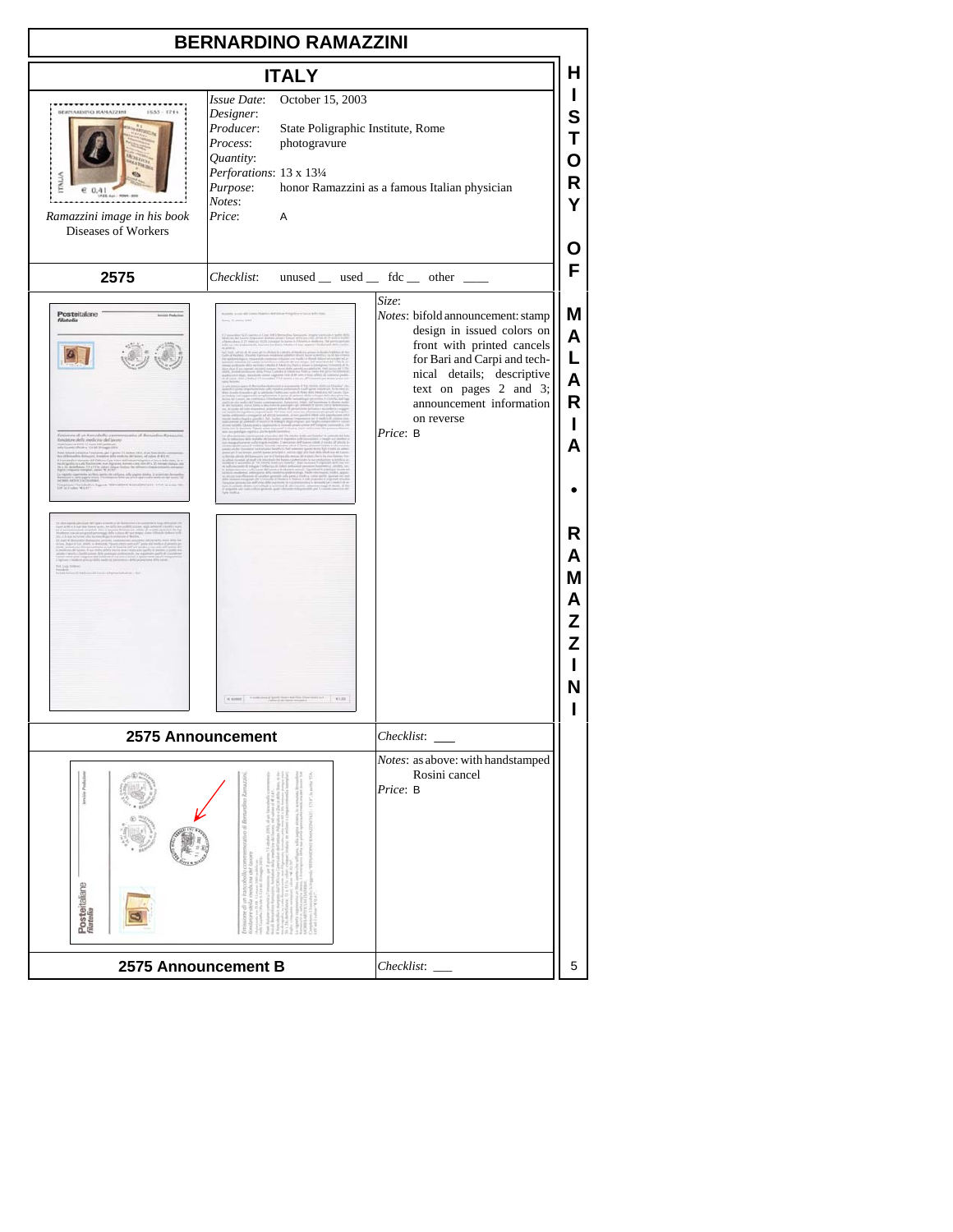# BERNARDINO RAMAZZINI

## ITALY

Ramazzini image in his book Diseases of Workers

*Issue Date*: October 15, 2003
*Designer*:
*Producer*: State Poligraphic Institute, Rome
*Process*: photogravure
*Quantity*:
*Perforations*: 13 x 13¼
*Purpose*: honor Ramazzini as a famous Italian physician
*Notes*:
*Price*: A

**2575**

*Checklist*: unused __ used __ fdc __ other ____

*Size*:
*Notes*: bifold announcement: stamp design in issued colors on front with printed cancels for Bari and Carpi and technical details; descriptive text on pages 2 and 3; announcement information on reverse
*Price*: B

**2575 Announcement**

*Checklist*: ___

*Notes*: as above: with handstamped Rosini cancel
*Price*: B

**2575 Announcement B**

*Checklist*: ___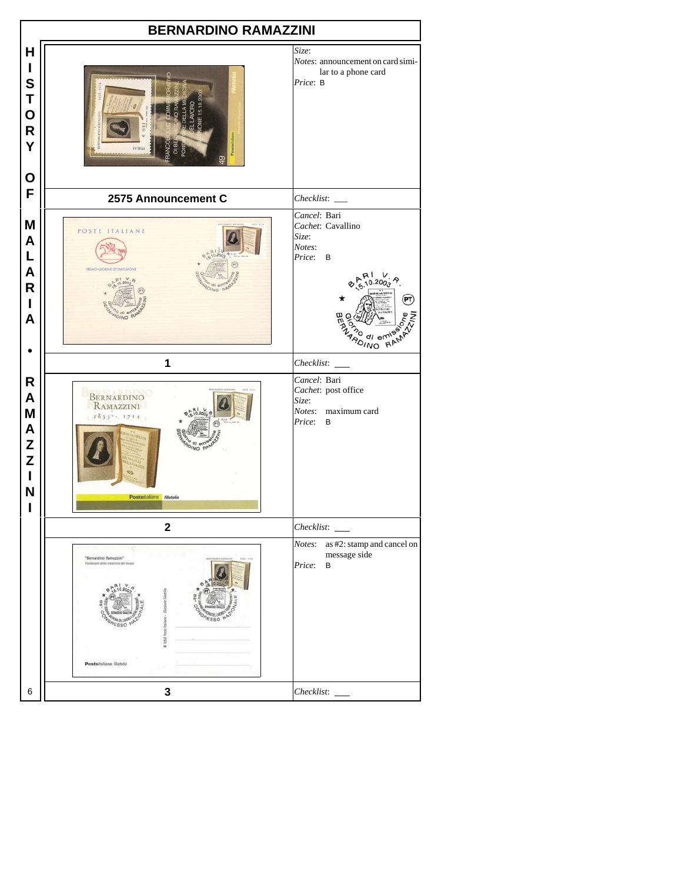## BERNARDINO RAMAZZINI

| Item | Details |
| --- | --- |
| **2575 Announcement C** | *Size*: <br> *Notes*: announcement on card similar to a phone card <br> *Price*: B <br> *Checklist*: ___ |
| **1** | *Cancel*: Bari <br> *Cachet*: Cavallino <br> *Size*: <br> *Notes*: <br> *Price*: B <br> *Checklist*: ___ |
| **2** | *Cancel*: Bari <br> *Cachet*: post office <br> *Size*: <br> *Notes*: maximum card <br> *Price*: B <br> *Checklist*: ___ |
| **3** | *Notes*: as #2: stamp and cancel on message side <br> *Price*: B <br> *Checklist*: ___ |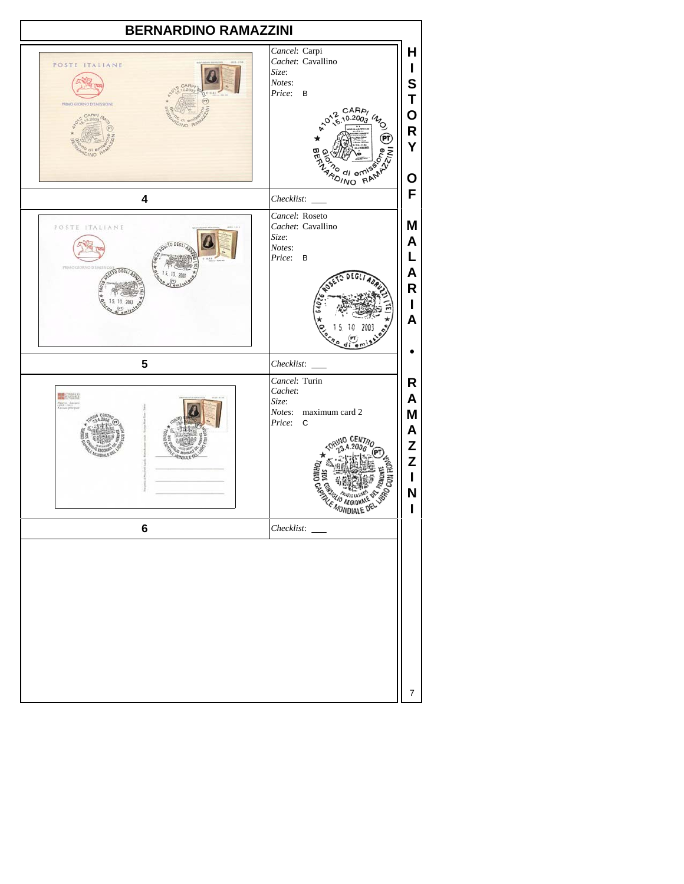# BERNARDINO RAMAZZINI

**4**

*Cancel*: Carpi
*Cachet*: Cavallino
*Size*:
*Notes*:
*Price*: B

*Checklist*: ___

**5**

*Cancel*: Roseto
*Cachet*: Cavallino
*Size*:
*Notes*:
*Price*: B

*Checklist*: ___

**6**

*Cancel*: Turin
*Cachet*:
*Size*:
*Notes*: maximum card 2
*Price*: C

*Checklist*: ___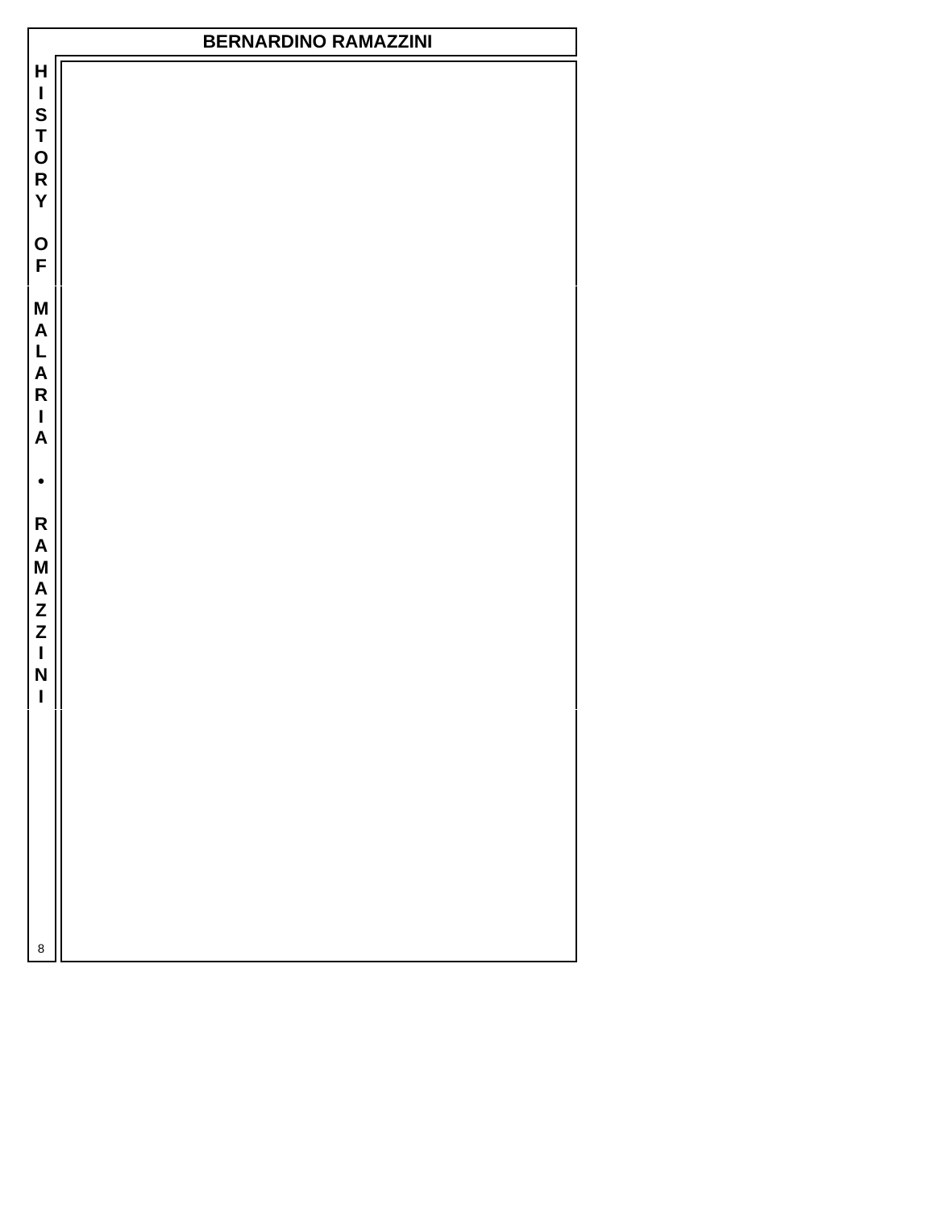# BERNARDINO RAMAZZINI